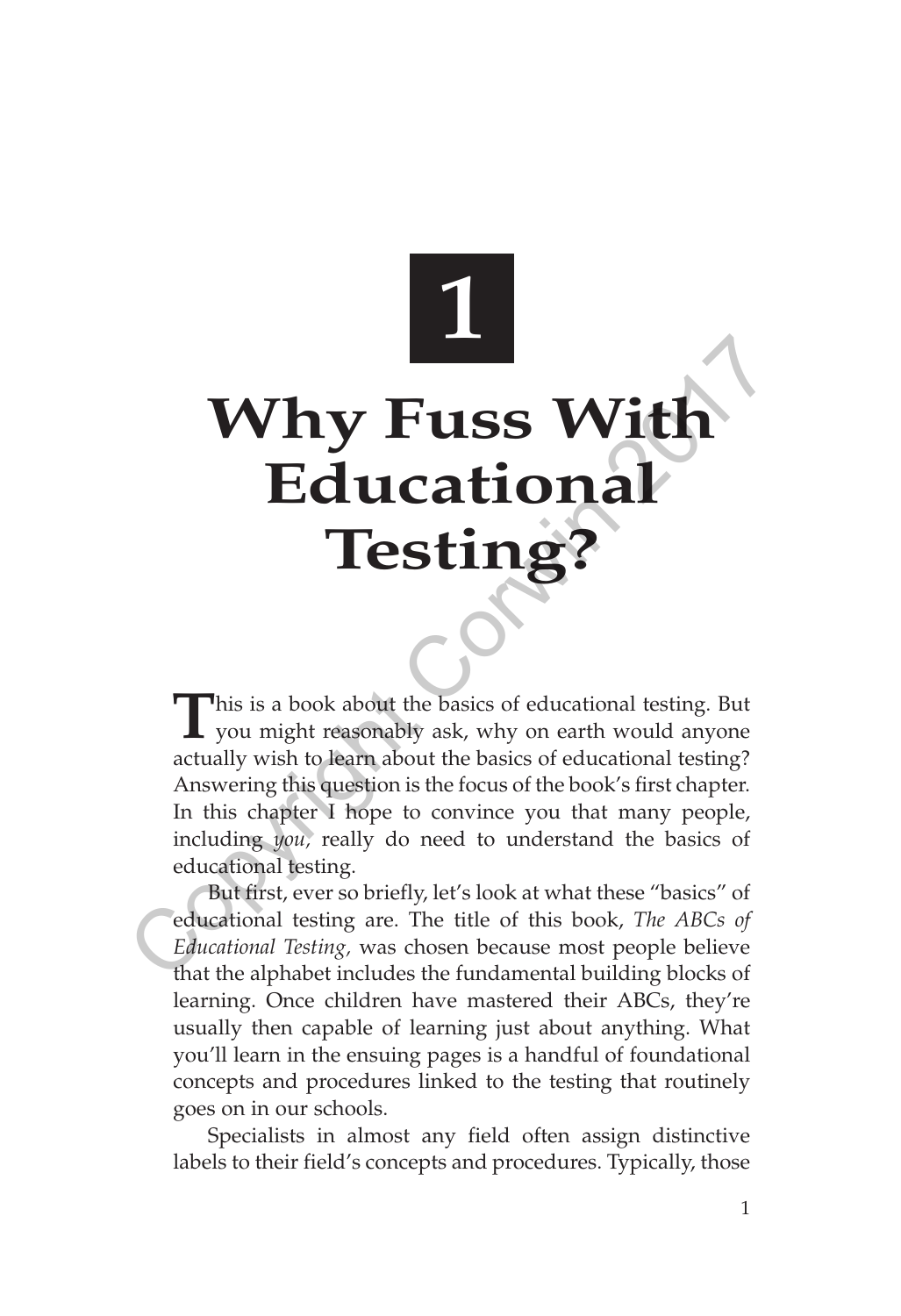# 1

# Why Fuss With Educational Testing?

This is a book about the basics of educational testing. But you might reasonably ask, why on earth would anyone actually wish to learn about the basics of educational testing? Answering this question is the focus of the book's first chapter. In this chapter I hope to convince you that many people, including *you,* really do need to understand the basics of educational testing.

But first, ever so briefly, let's look at what these "basics" of educational testing are. The title of this book, *The ABCs of Educational Testing,* was chosen because most people believe that the alphabet includes the fundamental building blocks of learning. Once children have mastered their ABCs, they're usually then capable of learning just about anything. What you'll learn in the ensuing pages is a handful of foundational concepts and procedures linked to the testing that routinely goes on in our schools.

Specialists in almost any field often assign distinctive labels to their field's concepts and procedures. Typically, those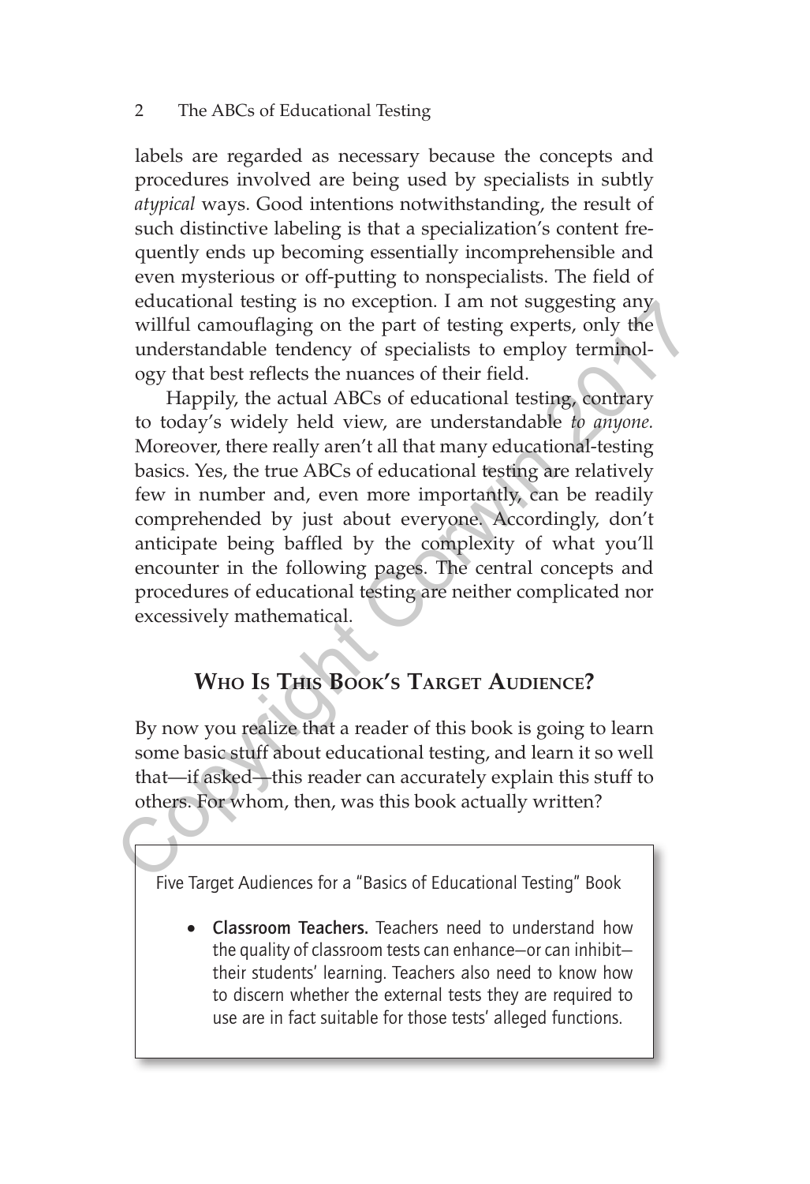labels are regarded as necessary because the concepts and procedures involved are being used by specialists in subtly *atypical* ways. Good intentions notwithstanding, the result of such distinctive labeling is that a specialization's content frequently ends up becoming essentially incomprehensible and even mysterious or off-putting to nonspecialists. The field of educational testing is no exception. I am not suggesting any willful camouflaging on the part of testing experts, only the understandable tendency of specialists to employ terminology that best reflects the nuances of their field.

Happily, the actual ABCs of educational testing, contrary to today's widely held view, are understandable *to anyone.* Moreover, there really aren't all that many educational-testing basics. Yes, the true ABCs of educational testing are relatively few in number and, even more importantly, can be readily comprehended by just about everyone. Accordingly, don't anticipate being baffled by the complexity of what you'll encounter in the following pages. The central concepts and procedures of educational testing are neither complicated nor excessively mathematical.

## Who Is This Book's Target Audience?

By now you realize that a reader of this book is going to learn some basic stuff about educational testing, and learn it so well that—if asked—this reader can accurately explain this stuff to others. For whom, then, was this book actually written?

Five Target Audiences for a "Basics of Educational Testing" Book

- **Classroom Teachers.** Teachers need to understand how the quality of classroom tests can enhance—or can inhibit—their students' learning. Teachers also need to know how to discern whether the external tests they are required to use are in fact suitable for those tests' alleged functions.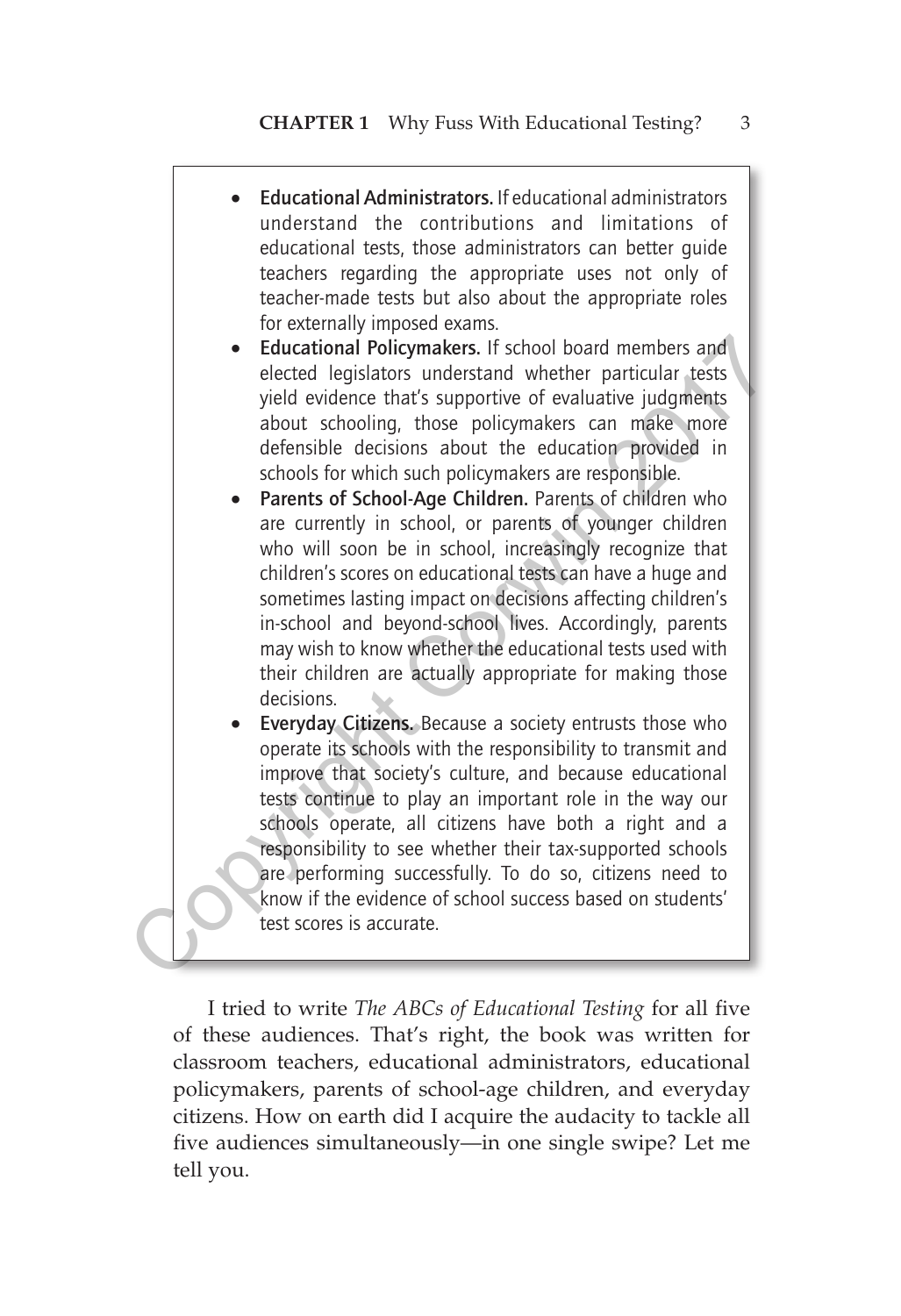- **Educational Administrators.** If educational administrators understand the contributions and limitations of educational tests, those administrators can better guide teachers regarding the appropriate uses not only of teacher-made tests but also about the appropriate roles for externally imposed exams.
- **Educational Policymakers.** If school board members and elected legislators understand whether particular tests yield evidence that's supportive of evaluative judgments about schooling, those policymakers can make more defensible decisions about the education provided in schools for which such policymakers are responsible.
- **Parents of School-Age Children.** Parents of children who are currently in school, or parents of younger children who will soon be in school, increasingly recognize that children's scores on educational tests can have a huge and sometimes lasting impact on decisions affecting children's in-school and beyond-school lives. Accordingly, parents may wish to know whether the educational tests used with their children are actually appropriate for making those decisions.
- **Everyday Citizens.** Because a society entrusts those who operate its schools with the responsibility to transmit and improve that society's culture, and because educational tests continue to play an important role in the way our schools operate, all citizens have both a right and a responsibility to see whether their tax-supported schools are performing successfully. To do so, citizens need to know if the evidence of school success based on students' test scores is accurate.

I tried to write *The ABCs of Educational Testing* for all five of these audiences. That's right, the book was written for classroom teachers, educational administrators, educational policymakers, parents of school-age children, and everyday citizens. How on earth did I acquire the audacity to tackle all five audiences simultaneously—in one single swipe? Let me tell you.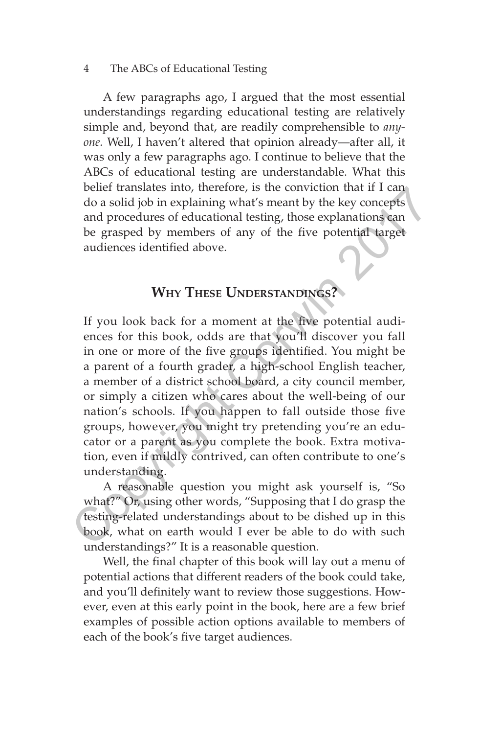A few paragraphs ago, I argued that the most essential understandings regarding educational testing are relatively simple and, beyond that, are readily comprehensible to *anyone.* Well, I haven't altered that opinion already—after all, it was only a few paragraphs ago. I continue to believe that the ABCs of educational testing are understandable. What this belief translates into, therefore, is the conviction that if I can do a solid job in explaining what's meant by the key concepts and procedures of educational testing, those explanations can be grasped by members of any of the five potential target audiences identified above.

## Why These Understandings?

If you look back for a moment at the five potential audiences for this book, odds are that you'll discover you fall in one or more of the five groups identified. You might be a parent of a fourth grader, a high-school English teacher, a member of a district school board, a city council member, or simply a citizen who cares about the well-being of our nation's schools. If you happen to fall outside those five groups, however, you might try pretending you're an educator or a parent as you complete the book. Extra motivation, even if mildly contrived, can often contribute to one's understanding.

A reasonable question you might ask yourself is, "So what?" Or, using other words, "Supposing that I do grasp the testing-related understandings about to be dished up in this book, what on earth would I ever be able to do with such understandings?" It is a reasonable question.

Well, the final chapter of this book will lay out a menu of potential actions that different readers of the book could take, and you'll definitely want to review those suggestions. However, even at this early point in the book, here are a few brief examples of possible action options available to members of each of the book's five target audiences.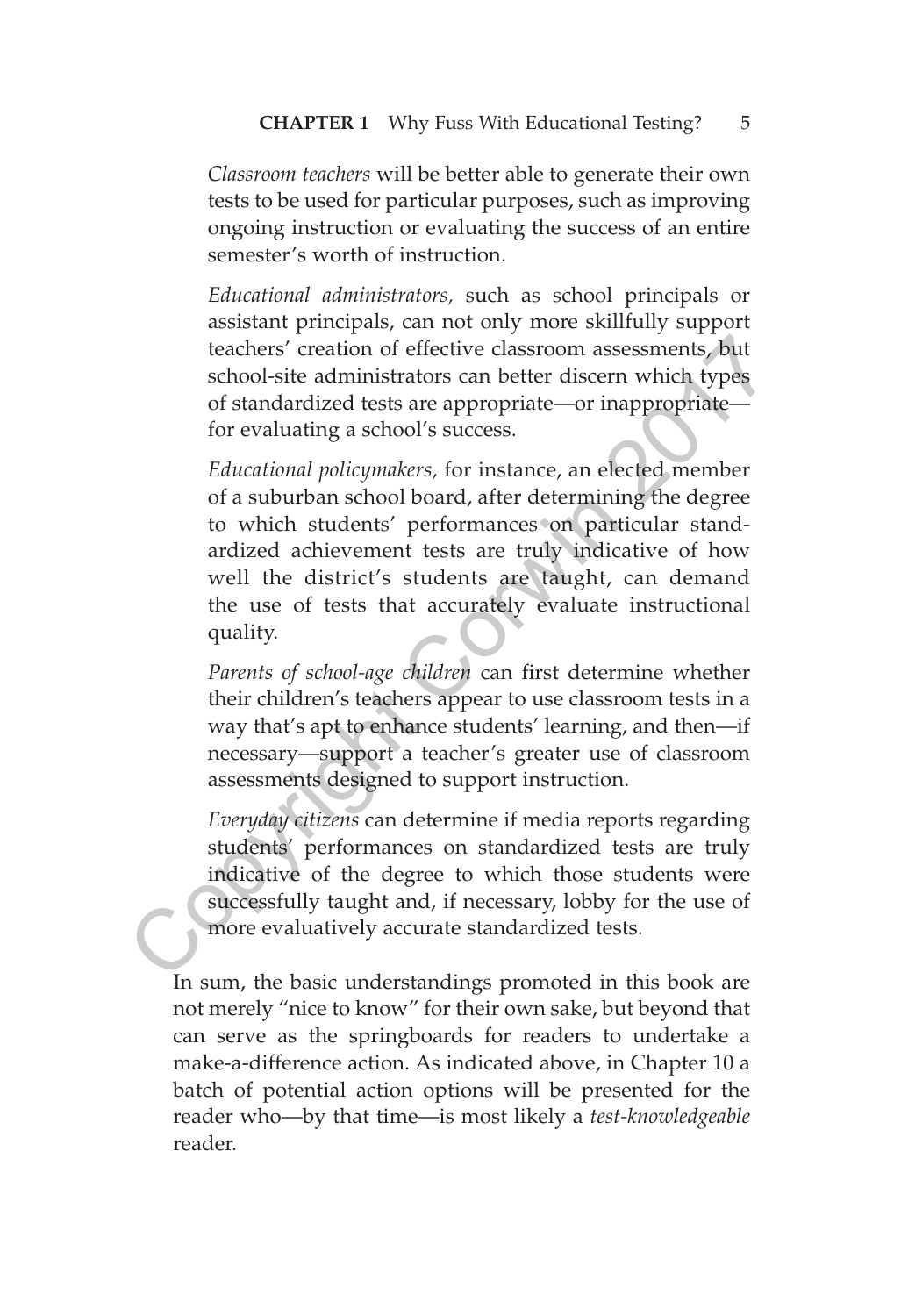*Classroom teachers* will be better able to generate their own tests to be used for particular purposes, such as improving ongoing instruction or evaluating the success of an entire semester's worth of instruction.

*Educational administrators,* such as school principals or assistant principals, can not only more skillfully support teachers' creation of effective classroom assessments, but school-site administrators can better discern which types of standardized tests are appropriate—or inappropriate—for evaluating a school's success.

*Educational policymakers,* for instance, an elected member of a suburban school board, after determining the degree to which students' performances on particular standardized achievement tests are truly indicative of how well the district's students are taught, can demand the use of tests that accurately evaluate instructional quality.

*Parents of school-age children* can first determine whether their children's teachers appear to use classroom tests in a way that's apt to enhance students' learning, and then—if necessary—support a teacher's greater use of classroom assessments designed to support instruction.

*Everyday citizens* can determine if media reports regarding students' performances on standardized tests are truly indicative of the degree to which those students were successfully taught and, if necessary, lobby for the use of more evaluatively accurate standardized tests.

In sum, the basic understandings promoted in this book are not merely "nice to know" for their own sake, but beyond that can serve as the springboards for readers to undertake a make-a-difference action. As indicated above, in Chapter 10 a batch of potential action options will be presented for the reader who—by that time—is most likely a *test-knowledgeable* reader.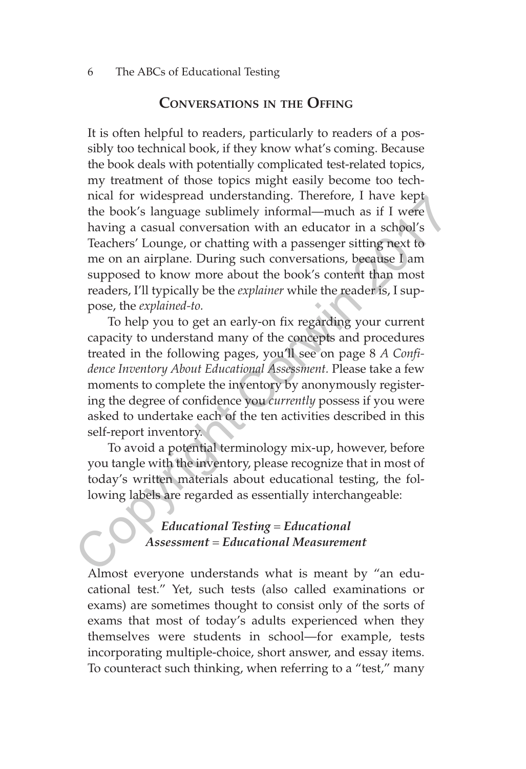## Conversations in the Offing

It is often helpful to readers, particularly to readers of a possibly too technical book, if they know what's coming. Because the book deals with potentially complicated test-related topics, my treatment of those topics might easily become too technical for widespread understanding. Therefore, I have kept the book's language sublimely informal—much as if I were having a casual conversation with an educator in a school's Teachers' Lounge, or chatting with a passenger sitting next to me on an airplane. During such conversations, because I am supposed to know more about the book's content than most readers, I'll typically be the *explainer* while the reader is, I suppose, the *explained-to.*

To help you to get an early-on fix regarding your current capacity to understand many of the concepts and procedures treated in the following pages, you'll see on page 8 *A Confidence Inventory About Educational Assessment.* Please take a few moments to complete the inventory by anonymously registering the degree of confidence you *currently* possess if you were asked to undertake each of the ten activities described in this self-report inventory.

To avoid a potential terminology mix-up, however, before you tangle with the inventory, please recognize that in most of today's written materials about educational testing, the following labels are regarded as essentially interchangeable:

***Educational Testing* = *Educational Assessment* = *Educational Measurement***

Almost everyone understands what is meant by "an educational test." Yet, such tests (also called examinations or exams) are sometimes thought to consist only of the sorts of exams that most of today's adults experienced when they themselves were students in school—for example, tests incorporating multiple-choice, short answer, and essay items. To counteract such thinking, when referring to a "test," many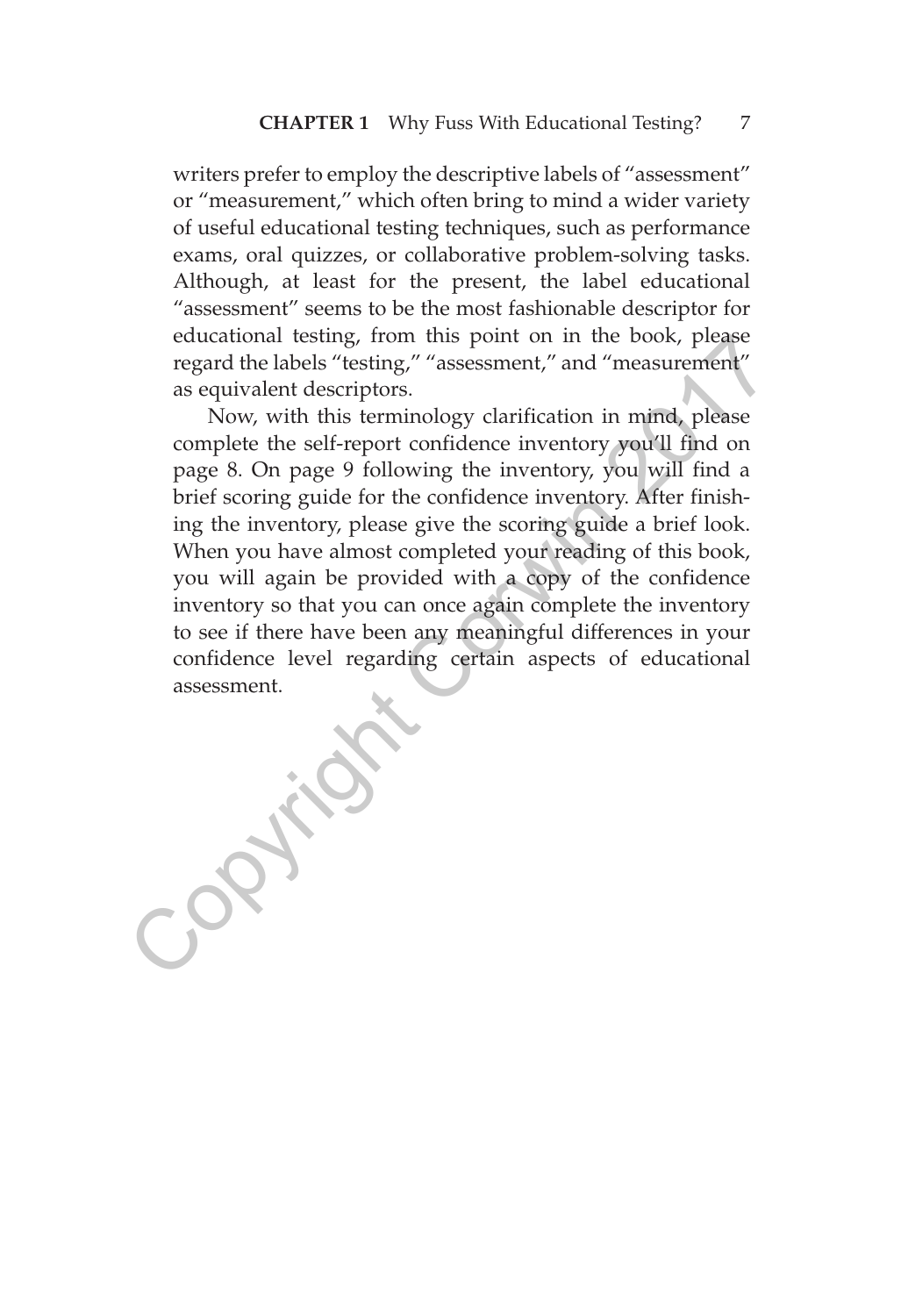writers prefer to employ the descriptive labels of "assessment" or "measurement," which often bring to mind a wider variety of useful educational testing techniques, such as performance exams, oral quizzes, or collaborative problem-solving tasks. Although, at least for the present, the label educational "assessment" seems to be the most fashionable descriptor for educational testing, from this point on in the book, please regard the labels "testing," "assessment," and "measurement" as equivalent descriptors.

Now, with this terminology clarification in mind, please complete the self-report confidence inventory you'll find on page 8. On page 9 following the inventory, you will find a brief scoring guide for the confidence inventory. After finishing the inventory, please give the scoring guide a brief look. When you have almost completed your reading of this book, you will again be provided with a copy of the confidence inventory so that you can once again complete the inventory to see if there have been any meaningful differences in your confidence level regarding certain aspects of educational assessment.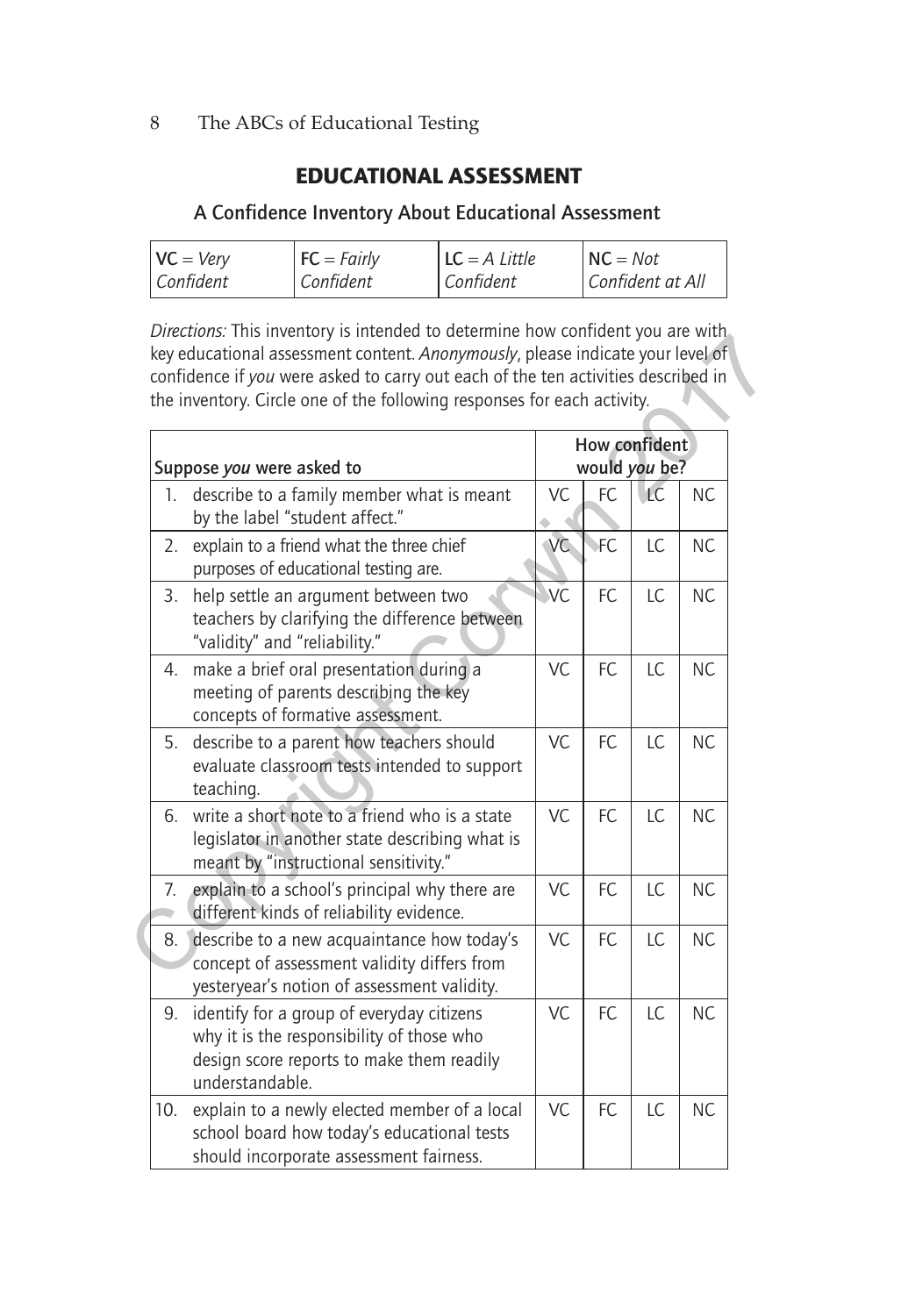## EDUCATIONAL ASSESSMENT

### A Confidence Inventory About Educational Assessment

| **VC** = *Very Confident* | **FC** = *Fairly Confident* | **LC** = *A Little Confident* | **NC** = *Not Confident at All* |
|---|---|---|---|

*Directions:* This inventory is intended to determine how confident you are with key educational assessment content. *Anonymously*, please indicate your level of confidence if *you* were asked to carry out each of the ten activities described in the inventory. Circle one of the following responses for each activity.

| Suppose *you* were asked to | How confident would *you* be? | | | |
|---|---|---|---|---|
| 1. describe to a family member what is meant by the label "student affect." | VC | FC | LC | NC |
| 2. explain to a friend what the three chief purposes of educational testing are. | VC | FC | LC | NC |
| 3. help settle an argument between two teachers by clarifying the difference between "validity" and "reliability." | VC | FC | LC | NC |
| 4. make a brief oral presentation during a meeting of parents describing the key concepts of formative assessment. | VC | FC | LC | NC |
| 5. describe to a parent how teachers should evaluate classroom tests intended to support teaching. | VC | FC | LC | NC |
| 6. write a short note to a friend who is a state legislator in another state describing what is meant by "instructional sensitivity." | VC | FC | LC | NC |
| 7. explain to a school's principal why there are different kinds of reliability evidence. | VC | FC | LC | NC |
| 8. describe to a new acquaintance how today's concept of assessment validity differs from yesteryear's notion of assessment validity. | VC | FC | LC | NC |
| 9. identify for a group of everyday citizens why it is the responsibility of those who design score reports to make them readily understandable. | VC | FC | LC | NC |
| 10. explain to a newly elected member of a local school board how today's educational tests should incorporate assessment fairness. | VC | FC | LC | NC |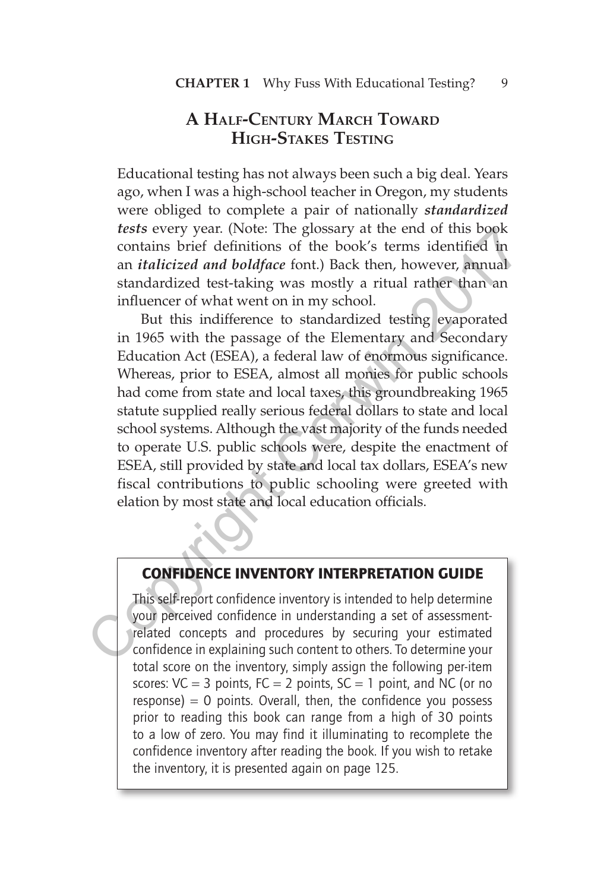## A Half-Century March Toward High-Stakes Testing

Educational testing has not always been such a big deal. Years ago, when I was a high-school teacher in Oregon, my students were obliged to complete a pair of nationally ***standardized tests*** every year. (Note: The glossary at the end of this book contains brief definitions of the book's terms identified in an ***italicized and boldface*** font.) Back then, however, annual standardized test-taking was mostly a ritual rather than an influencer of what went on in my school.

But this indifference to standardized testing evaporated in 1965 with the passage of the Elementary and Secondary Education Act (ESEA), a federal law of enormous significance. Whereas, prior to ESEA, almost all monies for public schools had come from state and local taxes, this groundbreaking 1965 statute supplied really serious federal dollars to state and local school systems. Although the vast majority of the funds needed to operate U.S. public schools were, despite the enactment of ESEA, still provided by state and local tax dollars, ESEA's new fiscal contributions to public schooling were greeted with elation by most state and local education officials.

### CONFIDENCE INVENTORY INTERPRETATION GUIDE

This self-report confidence inventory is intended to help determine your perceived confidence in understanding a set of assessment-related concepts and procedures by securing your estimated confidence in explaining such content to others. To determine your total score on the inventory, simply assign the following per-item scores: VC = 3 points, FC = 2 points, SC = 1 point, and NC (or no response) = 0 points. Overall, then, the confidence you possess prior to reading this book can range from a high of 30 points to a low of zero. You may find it illuminating to recomplete the confidence inventory after reading the book. If you wish to retake the inventory, it is presented again on page 125.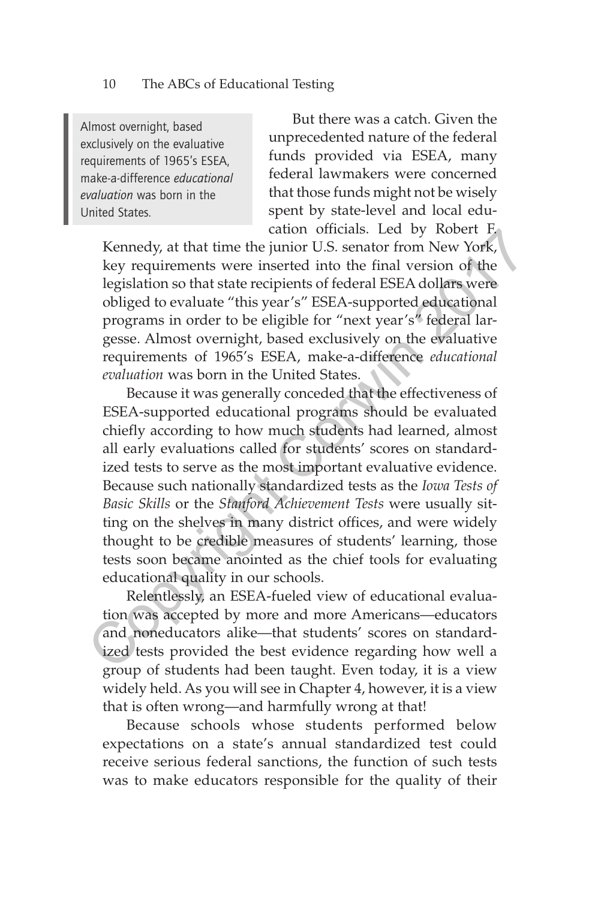> Almost overnight, based exclusively on the evaluative requirements of 1965's ESEA, make-a-difference *educational evaluation* was born in the United States.

But there was a catch. Given the unprecedented nature of the federal funds provided via ESEA, many federal lawmakers were concerned that those funds might not be wisely spent by state-level and local education officials. Led by Robert F. Kennedy, at that time the junior U.S. senator from New York, key requirements were inserted into the final version of the legislation so that state recipients of federal ESEA dollars were obliged to evaluate "this year's" ESEA-supported educational programs in order to be eligible for "next year's" federal largesse. Almost overnight, based exclusively on the evaluative requirements of 1965's ESEA, make-a-difference *educational evaluation* was born in the United States.

Because it was generally conceded that the effectiveness of ESEA-supported educational programs should be evaluated chiefly according to how much students had learned, almost all early evaluations called for students' scores on standardized tests to serve as the most important evaluative evidence. Because such nationally standardized tests as the *Iowa Tests of Basic Skills* or the *Stanford Achievement Tests* were usually sitting on the shelves in many district offices, and were widely thought to be credible measures of students' learning, those tests soon became anointed as the chief tools for evaluating educational quality in our schools.

Relentlessly, an ESEA-fueled view of educational evaluation was accepted by more and more Americans—educators and noneducators alike—that students' scores on standardized tests provided the best evidence regarding how well a group of students had been taught. Even today, it is a view widely held. As you will see in Chapter 4, however, it is a view that is often wrong—and harmfully wrong at that!

Because schools whose students performed below expectations on a state's annual standardized test could receive serious federal sanctions, the function of such tests was to make educators responsible for the quality of their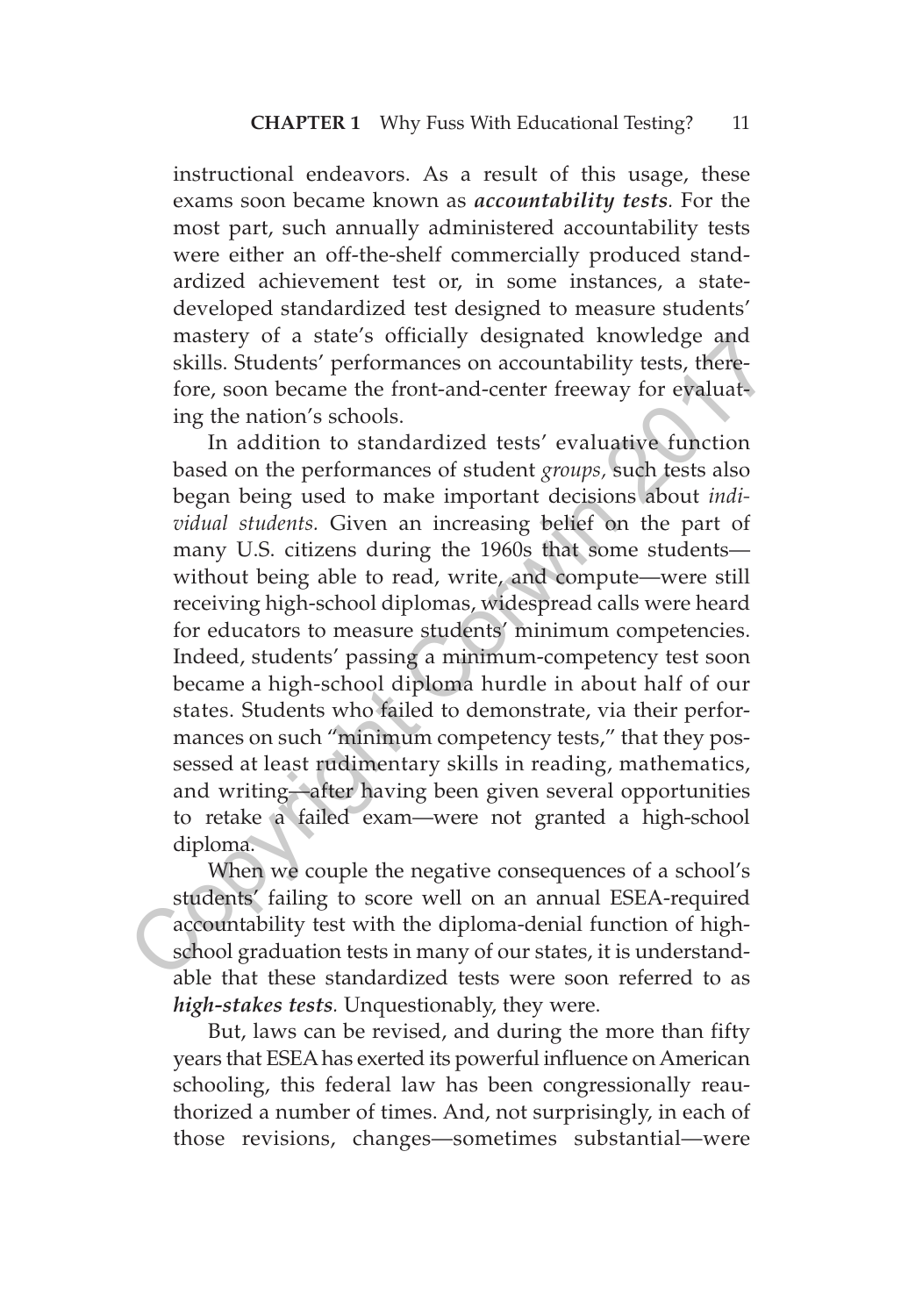instructional endeavors. As a result of this usage, these exams soon became known as ***accountability tests***. For the most part, such annually administered accountability tests were either an off-the-shelf commercially produced standardized achievement test or, in some instances, a state-developed standardized test designed to measure students' mastery of a state's officially designated knowledge and skills. Students' performances on accountability tests, therefore, soon became the front-and-center freeway for evaluating the nation's schools.

In addition to standardized tests' evaluative function based on the performances of student *groups,* such tests also began being used to make important decisions about *individual students.* Given an increasing belief on the part of many U.S. citizens during the 1960s that some students—without being able to read, write, and compute—were still receiving high-school diplomas, widespread calls were heard for educators to measure students' minimum competencies. Indeed, students' passing a minimum-competency test soon became a high-school diploma hurdle in about half of our states. Students who failed to demonstrate, via their performances on such "minimum competency tests," that they possessed at least rudimentary skills in reading, mathematics, and writing—after having been given several opportunities to retake a failed exam—were not granted a high-school diploma.

When we couple the negative consequences of a school's students' failing to score well on an annual ESEA-required accountability test with the diploma-denial function of high-school graduation tests in many of our states, it is understandable that these standardized tests were soon referred to as ***high-stakes tests***. Unquestionably, they were.

But, laws can be revised, and during the more than fifty years that ESEA has exerted its powerful influence on American schooling, this federal law has been congressionally reauthorized a number of times. And, not surprisingly, in each of those revisions, changes—sometimes substantial—were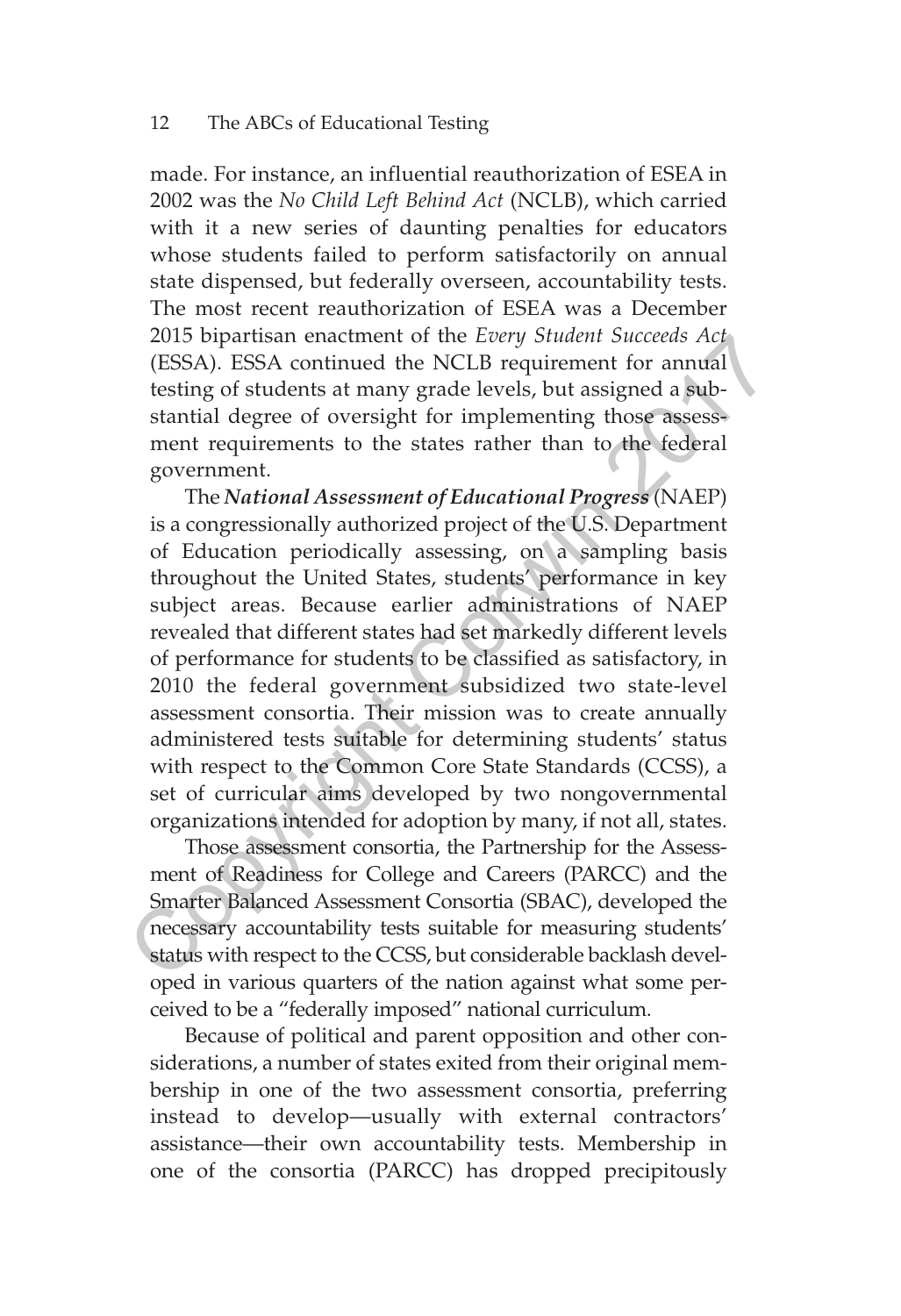made. For instance, an influential reauthorization of ESEA in 2002 was the *No Child Left Behind Act* (NCLB), which carried with it a new series of daunting penalties for educators whose students failed to perform satisfactorily on annual state dispensed, but federally overseen, accountability tests. The most recent reauthorization of ESEA was a December 2015 bipartisan enactment of the *Every Student Succeeds Act* (ESSA). ESSA continued the NCLB requirement for annual testing of students at many grade levels, but assigned a substantial degree of oversight for implementing those assessment requirements to the states rather than to the federal government.

The ***National Assessment of Educational Progress*** (NAEP) is a congressionally authorized project of the U.S. Department of Education periodically assessing, on a sampling basis throughout the United States, students' performance in key subject areas. Because earlier administrations of NAEP revealed that different states had set markedly different levels of performance for students to be classified as satisfactory, in 2010 the federal government subsidized two state-level assessment consortia. Their mission was to create annually administered tests suitable for determining students' status with respect to the Common Core State Standards (CCSS), a set of curricular aims developed by two nongovernmental organizations intended for adoption by many, if not all, states.

Those assessment consortia, the Partnership for the Assessment of Readiness for College and Careers (PARCC) and the Smarter Balanced Assessment Consortia (SBAC), developed the necessary accountability tests suitable for measuring students' status with respect to the CCSS, but considerable backlash developed in various quarters of the nation against what some perceived to be a "federally imposed" national curriculum.

Because of political and parent opposition and other considerations, a number of states exited from their original membership in one of the two assessment consortia, preferring instead to develop—usually with external contractors' assistance—their own accountability tests. Membership in one of the consortia (PARCC) has dropped precipitously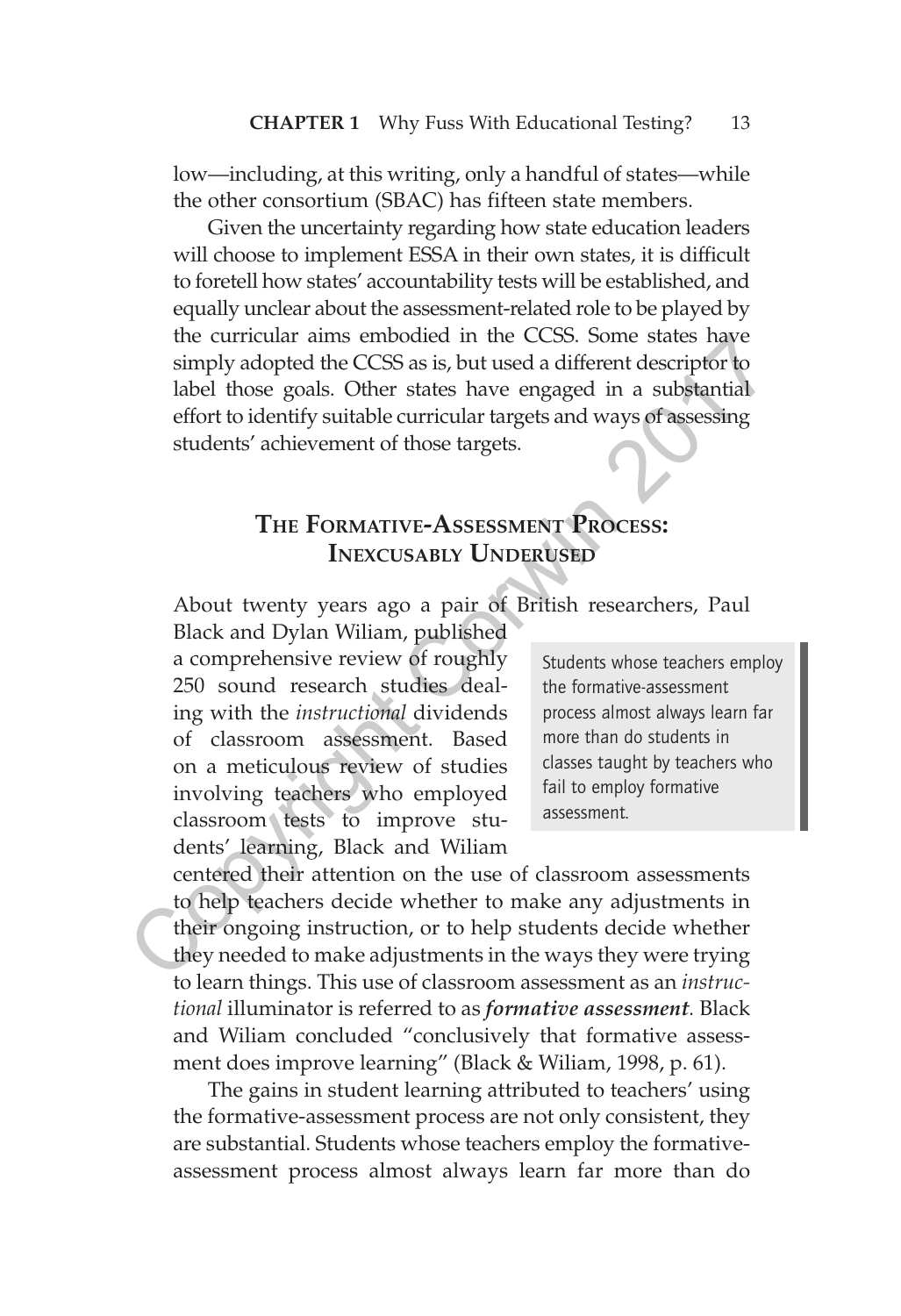low—including, at this writing, only a handful of states—while the other consortium (SBAC) has fifteen state members.

Given the uncertainty regarding how state education leaders will choose to implement ESSA in their own states, it is difficult to foretell how states' accountability tests will be established, and equally unclear about the assessment-related role to be played by the curricular aims embodied in the CCSS. Some states have simply adopted the CCSS as is, but used a different descriptor to label those goals. Other states have engaged in a substantial effort to identify suitable curricular targets and ways of assessing students' achievement of those targets.

## The Formative-Assessment Process: Inexcusably Underused

About twenty years ago a pair of British researchers, Paul Black and Dylan Wiliam, published a comprehensive review of roughly 250 sound research studies dealing with the *instructional* dividends of classroom assessment. Based on a meticulous review of studies involving teachers who employed classroom tests to improve students' learning, Black and Wiliam centered their attention on the use of classroom assessments to help teachers decide whether to make any adjustments in their ongoing instruction, or to help students decide whether they needed to make adjustments in the ways they were trying to learn things. This use of classroom assessment as an *instructional* illuminator is referred to as ***formative assessment***. Black and Wiliam concluded "conclusively that formative assessment does improve learning" (Black & Wiliam, 1998, p. 61).

> Students whose teachers employ the formative-assessment process almost always learn far more than do students in classes taught by teachers who fail to employ formative assessment.

The gains in student learning attributed to teachers' using the formative-assessment process are not only consistent, they are substantial. Students whose teachers employ the formative-assessment process almost always learn far more than do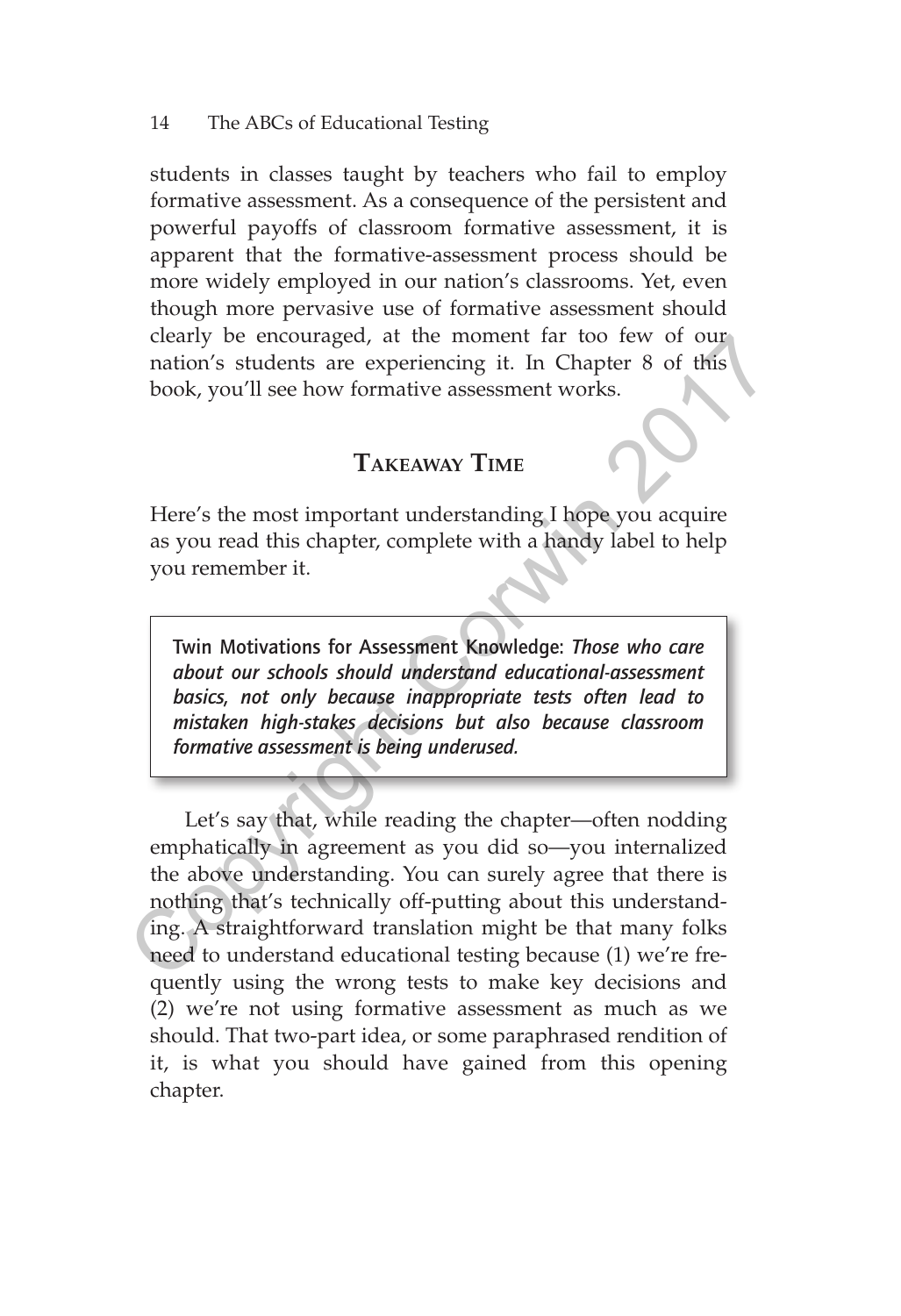students in classes taught by teachers who fail to employ formative assessment. As a consequence of the persistent and powerful payoffs of classroom formative assessment, it is apparent that the formative-assessment process should be more widely employed in our nation's classrooms. Yet, even though more pervasive use of formative assessment should clearly be encouraged, at the moment far too few of our nation's students are experiencing it. In Chapter 8 of this book, you'll see how formative assessment works.

## Takeaway Time

Here's the most important understanding I hope you acquire as you read this chapter, complete with a handy label to help you remember it.

> **Twin Motivations for Assessment Knowledge:** ***Those who care about our schools should understand educational-assessment basics, not only because inappropriate tests often lead to mistaken high-stakes decisions but also because classroom formative assessment is being underused.***

Let's say that, while reading the chapter—often nodding emphatically in agreement as you did so—you internalized the above understanding. You can surely agree that there is nothing that's technically off-putting about this understanding. A straightforward translation might be that many folks need to understand educational testing because (1) we're frequently using the wrong tests to make key decisions and (2) we're not using formative assessment as much as we should. That two-part idea, or some paraphrased rendition of it, is what you should have gained from this opening chapter.